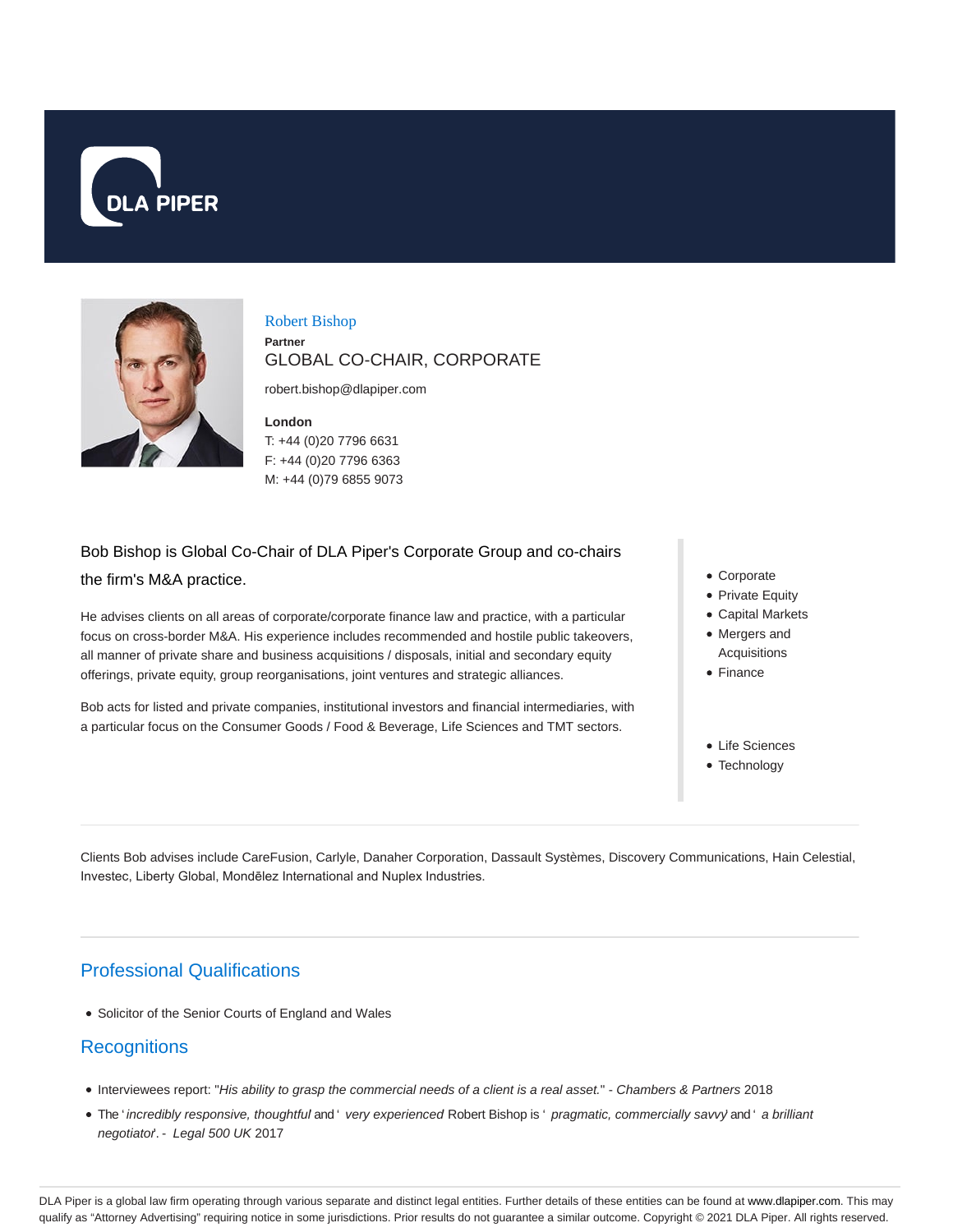# Robert Bishop

**Partner**

GLOBAL CO-CHAIR, CORPORATE

robert.bishop@dlapiper.com

**London**

T: +44 (0)20 7796 6631
F: +44 (0)20 7796 6363
M: +44 (0)79 6855 9073

Bob Bishop is Global Co-Chair of DLA Piper's Corporate Group and co-chairs the firm's M&A practice.

He advises clients on all areas of corporate/corporate finance law and practice, with a particular focus on cross-border M&A. His experience includes recommended and hostile public takeovers, all manner of private share and business acquisitions / disposals, initial and secondary equity offerings, private equity, group reorganisations, joint ventures and strategic alliances.

Bob acts for listed and private companies, institutional investors and financial intermediaries, with a particular focus on the Consumer Goods / Food & Beverage, Life Sciences and TMT sectors.

- Corporate
- Private Equity
- Capital Markets
- Mergers and Acquisitions
- Finance

- Life Sciences
- Technology

Clients Bob advises include CareFusion, Carlyle, Danaher Corporation, Dassault Systèmes, Discovery Communications, Hain Celestial, Investec, Liberty Global, Mondēlez International and Nuplex Industries.

## Professional Qualifications

- Solicitor of the Senior Courts of England and Wales

## Recognitions

- Interviewees report: "*His ability to grasp the commercial needs of a client is a real asset.*" - *Chambers & Partners* 2018
- The '*incredibly responsive, thoughtful* and '*very experienced* Robert Bishop is '*pragmatic, commercially savvy*' and '*a brilliant negotiator*'. - *Legal 500 UK* 2017

DLA Piper is a global law firm operating through various separate and distinct legal entities. Further details of these entities can be found at www.dlapiper.com. This may qualify as "Attorney Advertising" requiring notice in some jurisdictions. Prior results do not guarantee a similar outcome. Copyright © 2021 DLA Piper. All rights reserved.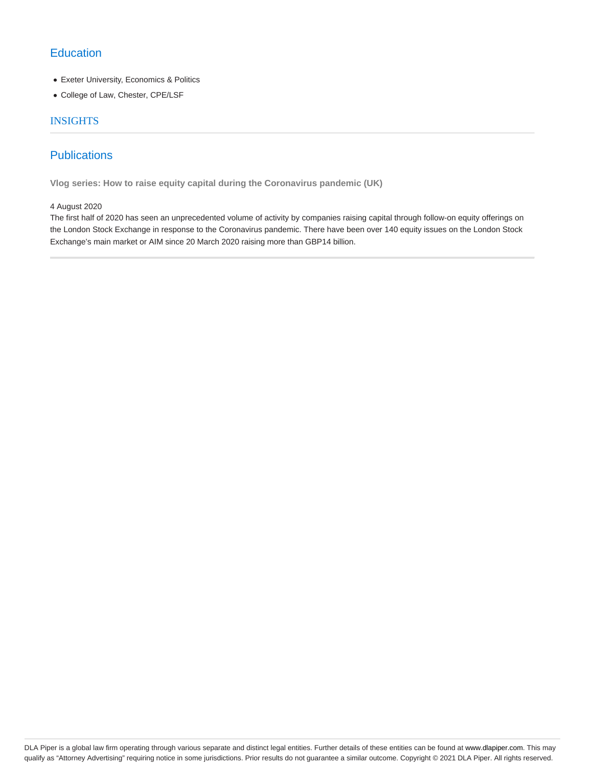## Education

- Exeter University, Economics & Politics
- College of Law, Chester, CPE/LSF

## INSIGHTS

### Publications

**Vlog series: How to raise equity capital during the Coronavirus pandemic (UK)**

4 August 2020

The first half of 2020 has seen an unprecedented volume of activity by companies raising capital through follow-on equity offerings on the London Stock Exchange in response to the Coronavirus pandemic. There have been over 140 equity issues on the London Stock Exchange's main market or AIM since 20 March 2020 raising more than GBP14 billion.